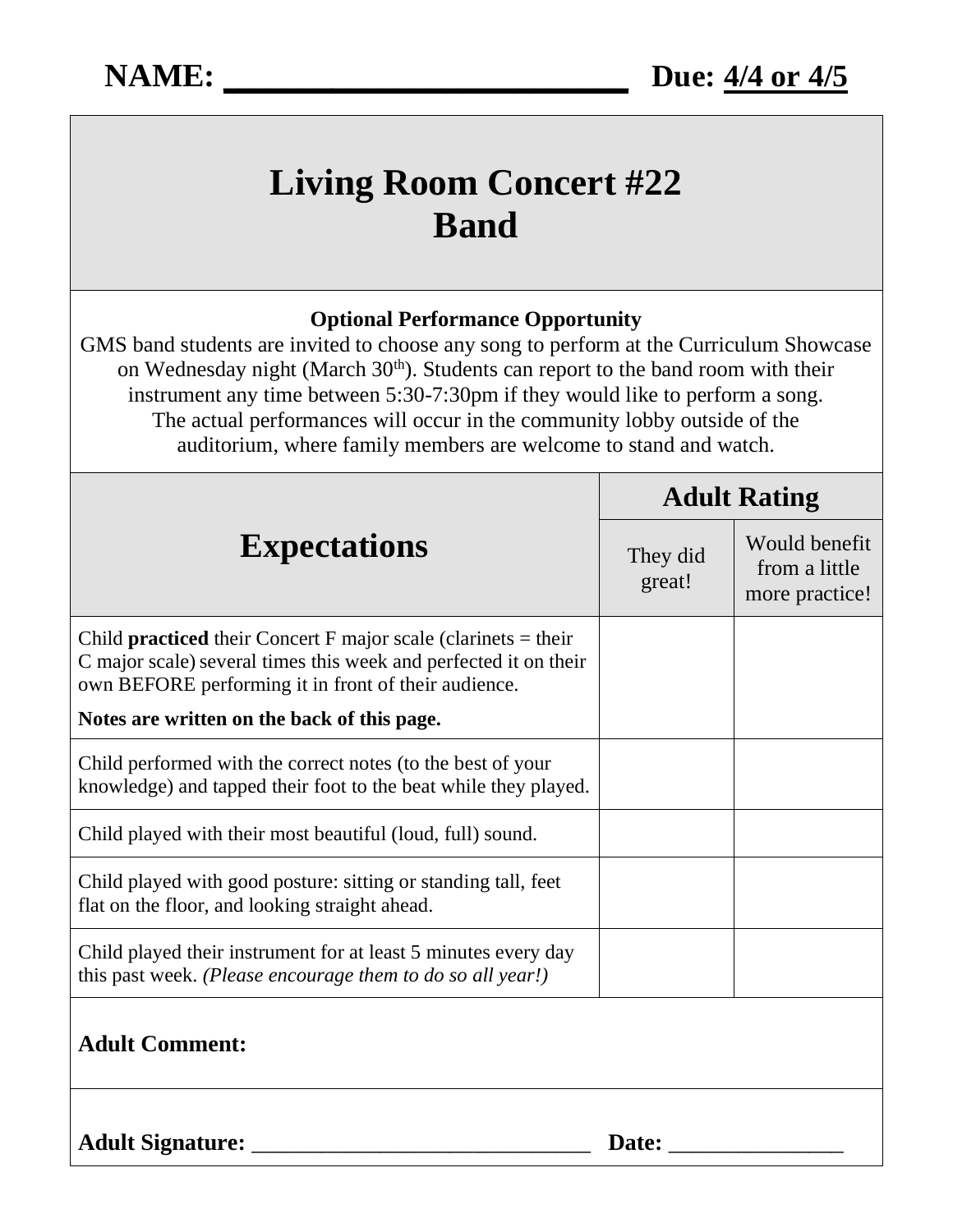**NAME: ______________________** **Due: 4/4 or 4/5**

# Living Room Concert #22
# Band

**Optional Performance Opportunity**

GMS band students are invited to choose any song to perform at the Curriculum Showcase on Wednesday night (March 30th). Students can report to the band room with their instrument any time between 5:30-7:30pm if they would like to perform a song. The actual performances will occur in the community lobby outside of the auditorium, where family members are welcome to stand and watch.

| Expectations | Adult Rating | |
|---|---|---|
| | They did great! | Would benefit from a little more practice! |
| Child **practiced** their Concert F major scale (clarinets = their C major scale) several times this week and perfected it on their own BEFORE performing it in front of their audience. **Notes are written on the back of this page.** | | |
| Child performed with the correct notes (to the best of your knowledge) and tapped their foot to the beat while they played. | | |
| Child played with their most beautiful (loud, full) sound. | | |
| Child played with good posture: sitting or standing tall, feet flat on the floor, and looking straight ahead. | | |
| Child played their instrument for at least 5 minutes every day this past week. *(Please encourage them to do so all year!)* | | |

**Adult Comment:**

**Adult Signature:** ______________________________ **Date:** _______________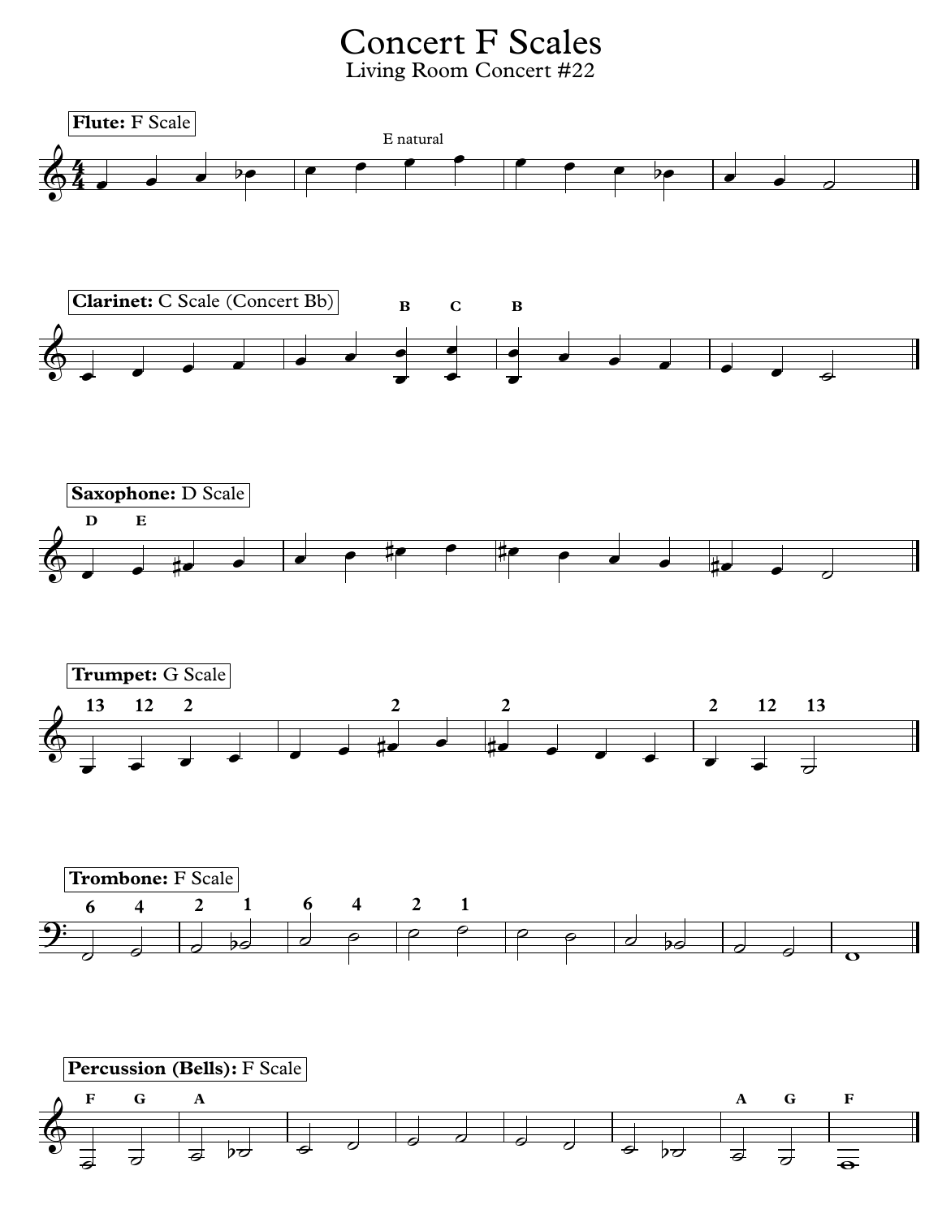# Concert F Scales

Living Room Concert #22

**Flute:** F Scale

E natural

**Clarinet:** C Scale (Concert Bb)

B C B

**Saxophone:** D Scale

D E

**Trumpet:** G Scale

13 12 2 2 2 2 12 13

**Trombone:** F Scale

6 4 2 1 6 4 2 1

**Percussion (Bells):** F Scale

F G A A G F